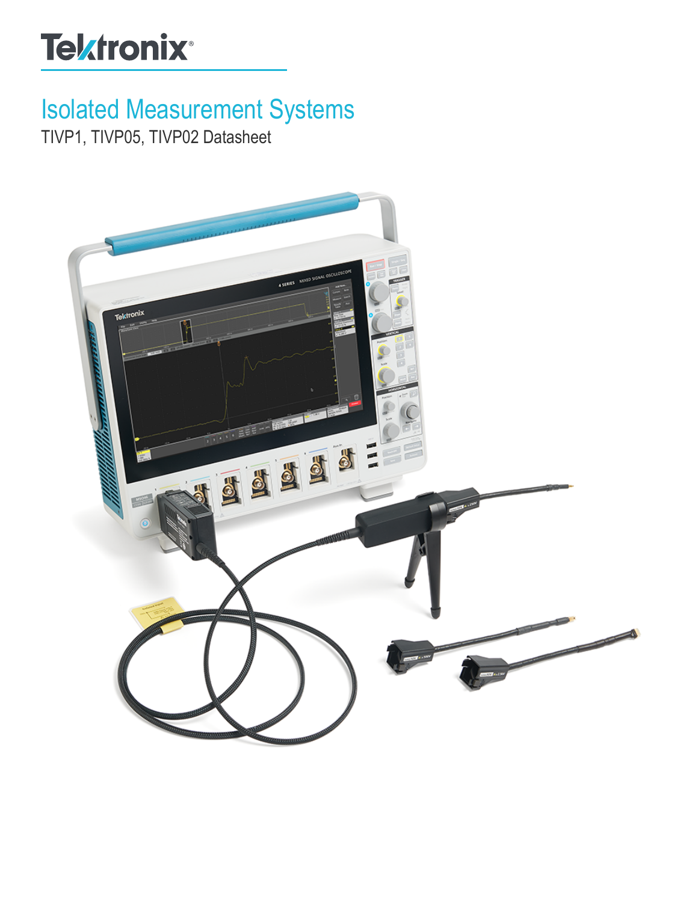Tektronix®

# Isolated Measurement Systems

TIVP1, TIVP05, TIVP02 Datasheet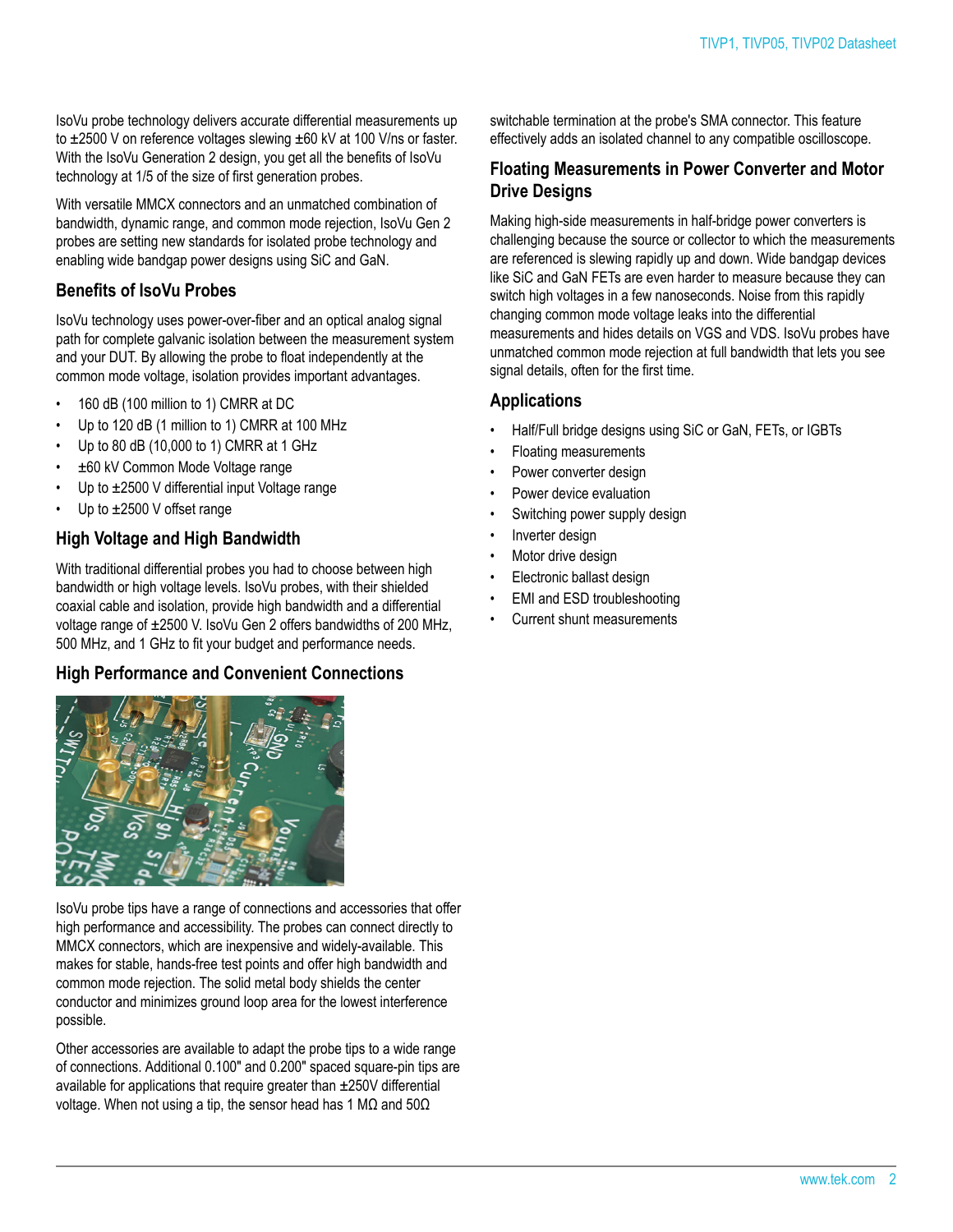IsoVu probe technology delivers accurate differential measurements up to ±2500 V on reference voltages slewing ±60 kV at 100 V/ns or faster. With the IsoVu Generation 2 design, you get all the benefits of IsoVu technology at 1/5 of the size of first generation probes.

With versatile MMCX connectors and an unmatched combination of bandwidth, dynamic range, and common mode rejection, IsoVu Gen 2 probes are setting new standards for isolated probe technology and enabling wide bandgap power designs using SiC and GaN.

## Benefits of IsoVu Probes

IsoVu technology uses power-over-fiber and an optical analog signal path for complete galvanic isolation between the measurement system and your DUT. By allowing the probe to float independently at the common mode voltage, isolation provides important advantages.

- 160 dB (100 million to 1) CMRR at DC
- Up to 120 dB (1 million to 1) CMRR at 100 MHz
- Up to 80 dB (10,000 to 1) CMRR at 1 GHz
- ±60 kV Common Mode Voltage range
- Up to ±2500 V differential input Voltage range
- Up to ±2500 V offset range

## High Voltage and High Bandwidth

With traditional differential probes you had to choose between high bandwidth or high voltage levels. IsoVu probes, with their shielded coaxial cable and isolation, provide high bandwidth and a differential voltage range of ±2500 V. IsoVu Gen 2 offers bandwidths of 200 MHz, 500 MHz, and 1 GHz to fit your budget and performance needs.

## High Performance and Convenient Connections

IsoVu probe tips have a range of connections and accessories that offer high performance and accessibility. The probes can connect directly to MMCX connectors, which are inexpensive and widely-available. This makes for stable, hands-free test points and offer high bandwidth and common mode rejection. The solid metal body shields the center conductor and minimizes ground loop area for the lowest interference possible.

Other accessories are available to adapt the probe tips to a wide range of connections. Additional 0.100" and 0.200" spaced square-pin tips are available for applications that require greater than ±250V differential voltage. When not using a tip, the sensor head has 1 MΩ and 50Ω switchable termination at the probe's SMA connector. This feature effectively adds an isolated channel to any compatible oscilloscope.

## Floating Measurements in Power Converter and Motor Drive Designs

Making high-side measurements in half-bridge power converters is challenging because the source or collector to which the measurements are referenced is slewing rapidly up and down. Wide bandgap devices like SiC and GaN FETs are even harder to measure because they can switch high voltages in a few nanoseconds. Noise from this rapidly changing common mode voltage leaks into the differential measurements and hides details on VGS and VDS. IsoVu probes have unmatched common mode rejection at full bandwidth that lets you see signal details, often for the first time.

## Applications

- Half/Full bridge designs using SiC or GaN, FETs, or IGBTs
- Floating measurements
- Power converter design
- Power device evaluation
- Switching power supply design
- Inverter design
- Motor drive design
- Electronic ballast design
- EMI and ESD troubleshooting
- Current shunt measurements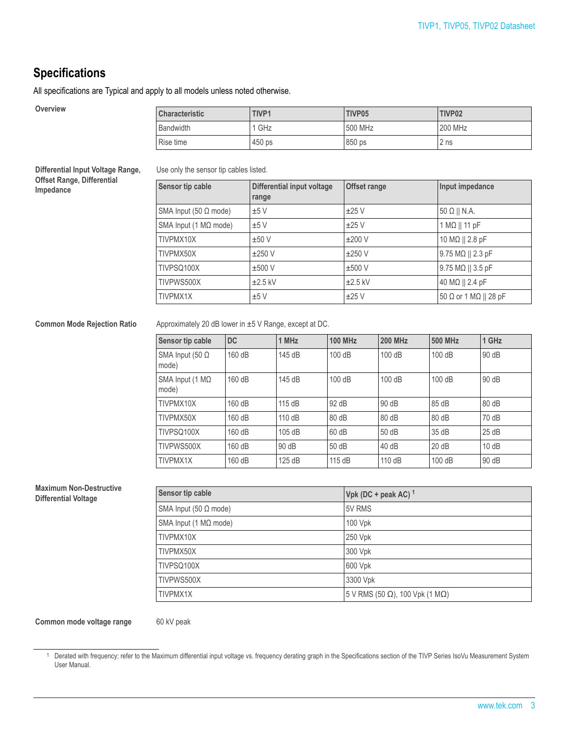## Specifications

All specifications are Typical and apply to all models unless noted otherwise.

### Overview

| Characteristic | TIVP1 | TIVP05 | TIVP02 |
|---|---|---|---|
| Bandwidth | 1 GHz | 500 MHz | 200 MHz |
| Rise time | 450 ps | 850 ps | 2 ns |

### Differential Input Voltage Range, Offset Range, Differential Impedance

Use only the sensor tip cables listed.

| Sensor tip cable | Differential input voltage range | Offset range | Input impedance |
|---|---|---|---|
| SMA Input (50 Ω mode) | ±5 V | ±25 V | 50 Ω \|\| N.A. |
| SMA Input (1 MΩ mode) | ±5 V | ±25 V | 1 MΩ \|\| 11 pF |
| TIVPMX10X | ±50 V | ±200 V | 10 MΩ \|\| 2.8 pF |
| TIVPMX50X | ±250 V | ±250 V | 9.75 MΩ \|\| 2.3 pF |
| TIVPSQ100X | ±500 V | ±500 V | 9.75 MΩ \|\| 3.5 pF |
| TIVPWS500X | ±2.5 kV | ±2.5 kV | 40 MΩ \|\| 2.4 pF |
| TIVPMX1X | ±5 V | ±25 V | 50 Ω or 1 MΩ \|\| 28 pF |

### Common Mode Rejection Ratio

Approximately 20 dB lower in ±5 V Range, except at DC.

| Sensor tip cable | DC | 1 MHz | 100 MHz | 200 MHz | 500 MHz | 1 GHz |
|---|---|---|---|---|---|---|
| SMA Input (50 Ω mode) | 160 dB | 145 dB | 100 dB | 100 dB | 100 dB | 90 dB |
| SMA Input (1 MΩ mode) | 160 dB | 145 dB | 100 dB | 100 dB | 100 dB | 90 dB |
| TIVPMX10X | 160 dB | 115 dB | 92 dB | 90 dB | 85 dB | 80 dB |
| TIVPMX50X | 160 dB | 110 dB | 80 dB | 80 dB | 80 dB | 70 dB |
| TIVPSQ100X | 160 dB | 105 dB | 60 dB | 50 dB | 35 dB | 25 dB |
| TIVPWS500X | 160 dB | 90 dB | 50 dB | 40 dB | 20 dB | 10 dB |
| TIVPMX1X | 160 dB | 125 dB | 115 dB | 110 dB | 100 dB | 90 dB |

### Maximum Non-Destructive Differential Voltage

| Sensor tip cable | Vpk (DC + peak AC) [1] |
|---|---|
| SMA Input (50 Ω mode) | 5V RMS |
| SMA Input (1 MΩ mode) | 100 Vpk |
| TIVPMX10X | 250 Vpk |
| TIVPMX50X | 300 Vpk |
| TIVPSQ100X | 600 Vpk |
| TIVPWS500X | 3300 Vpk |
| TIVPMX1X | 5 V RMS (50 Ω), 100 Vpk (1 MΩ) |

### Common mode voltage range

60 kV peak

[1] Derated with frequency; refer to the Maximum differential input voltage vs. frequency derating graph in the Specifications section of the TIVP Series IsoVu Measurement System User Manual.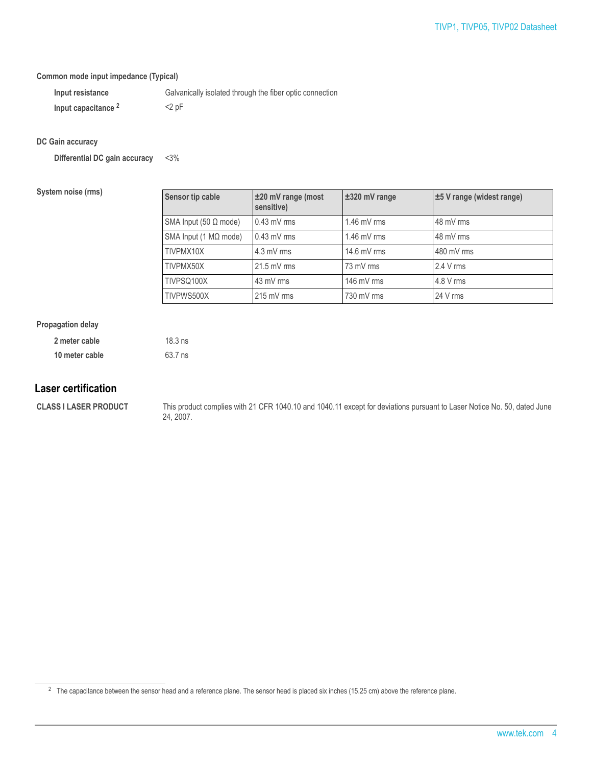**Common mode input impedance (Typical)**

| | |
|---|---|
| **Input resistance** | Galvanically isolated through the fiber optic connection |
| **Input capacitance** [2] | <2 pF |

**DC Gain accuracy**

| | |
|---|---|
| **Differential DC gain accuracy** | <3% |

**System noise (rms)**

| Sensor tip cable | ±20 mV range (most sensitive) | ±320 mV range | ±5 V range (widest range) |
|---|---|---|---|
| SMA Input (50 Ω mode) | 0.43 mV rms | 1.46 mV rms | 48 mV rms |
| SMA Input (1 MΩ mode) | 0.43 mV rms | 1.46 mV rms | 48 mV rms |
| TIVPMX10X | 4.3 mV rms | 14.6 mV rms | 480 mV rms |
| TIVPMX50X | 21.5 mV rms | 73 mV rms | 2.4 V rms |
| TIVPSQ100X | 43 mV rms | 146 mV rms | 4.8 V rms |
| TIVPWS500X | 215 mV rms | 730 mV rms | 24 V rms |

**Propagation delay**

| | |
|---|---|
| **2 meter cable** | 18.3 ns |
| **10 meter cable** | 63.7 ns |

## Laser certification

**CLASS I LASER PRODUCT**

This product complies with 21 CFR 1040.10 and 1040.11 except for deviations pursuant to Laser Notice No. 50, dated June 24, 2007.

[2] The capacitance between the sensor head and a reference plane. The sensor head is placed six inches (15.25 cm) above the reference plane.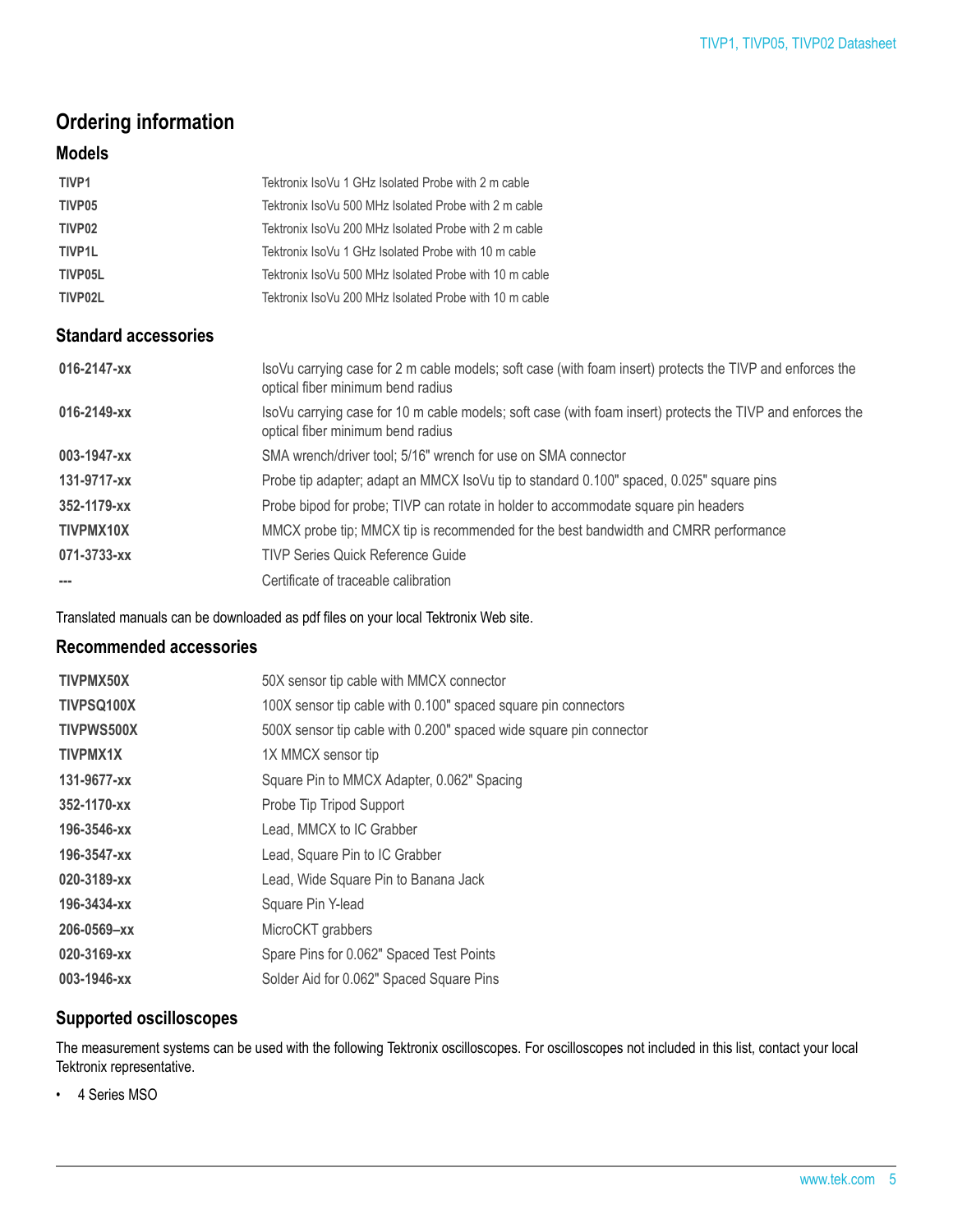## Ordering information

### Models

| | |
|---|---|
| **TIVP1** | Tektronix IsoVu 1 GHz Isolated Probe with 2 m cable |
| **TIVP05** | Tektronix IsoVu 500 MHz Isolated Probe with 2 m cable |
| **TIVP02** | Tektronix IsoVu 200 MHz Isolated Probe with 2 m cable |
| **TIVP1L** | Tektronix IsoVu 1 GHz Isolated Probe with 10 m cable |
| **TIVP05L** | Tektronix IsoVu 500 MHz Isolated Probe with 10 m cable |
| **TIVP02L** | Tektronix IsoVu 200 MHz Isolated Probe with 10 m cable |

### Standard accessories

| | |
|---|---|
| **016-2147-xx** | IsoVu carrying case for 2 m cable models; soft case (with foam insert) protects the TIVP and enforces the optical fiber minimum bend radius |
| **016-2149-xx** | IsoVu carrying case for 10 m cable models; soft case (with foam insert) protects the TIVP and enforces the optical fiber minimum bend radius |
| **003-1947-xx** | SMA wrench/driver tool; 5/16" wrench for use on SMA connector |
| **131-9717-xx** | Probe tip adapter; adapt an MMCX IsoVu tip to standard 0.100" spaced, 0.025" square pins |
| **352-1179-xx** | Probe bipod for probe; TIVP can rotate in holder to accommodate square pin headers |
| **TIVPMX10X** | MMCX probe tip; MMCX tip is recommended for the best bandwidth and CMRR performance |
| **071-3733-xx** | TIVP Series Quick Reference Guide |
| **---** | Certificate of traceable calibration |

Translated manuals can be downloaded as pdf files on your local Tektronix Web site.

### Recommended accessories

| | |
|---|---|
| **TIVPMX50X** | 50X sensor tip cable with MMCX connector |
| **TIVPSQ100X** | 100X sensor tip cable with 0.100" spaced square pin connectors |
| **TIVPWS500X** | 500X sensor tip cable with 0.200" spaced wide square pin connector |
| **TIVPMX1X** | 1X MMCX sensor tip |
| **131-9677-xx** | Square Pin to MMCX Adapter, 0.062" Spacing |
| **352-1170-xx** | Probe Tip Tripod Support |
| **196-3546-xx** | Lead, MMCX to IC Grabber |
| **196-3547-xx** | Lead, Square Pin to IC Grabber |
| **020-3189-xx** | Lead, Wide Square Pin to Banana Jack |
| **196-3434-xx** | Square Pin Y-lead |
| **206-0569–xx** | MicroCKT grabbers |
| **020-3169-xx** | Spare Pins for 0.062" Spaced Test Points |
| **003-1946-xx** | Solder Aid for 0.062" Spaced Square Pins |

### Supported oscilloscopes

The measurement systems can be used with the following Tektronix oscilloscopes. For oscilloscopes not included in this list, contact your local Tektronix representative.

- 4 Series MSO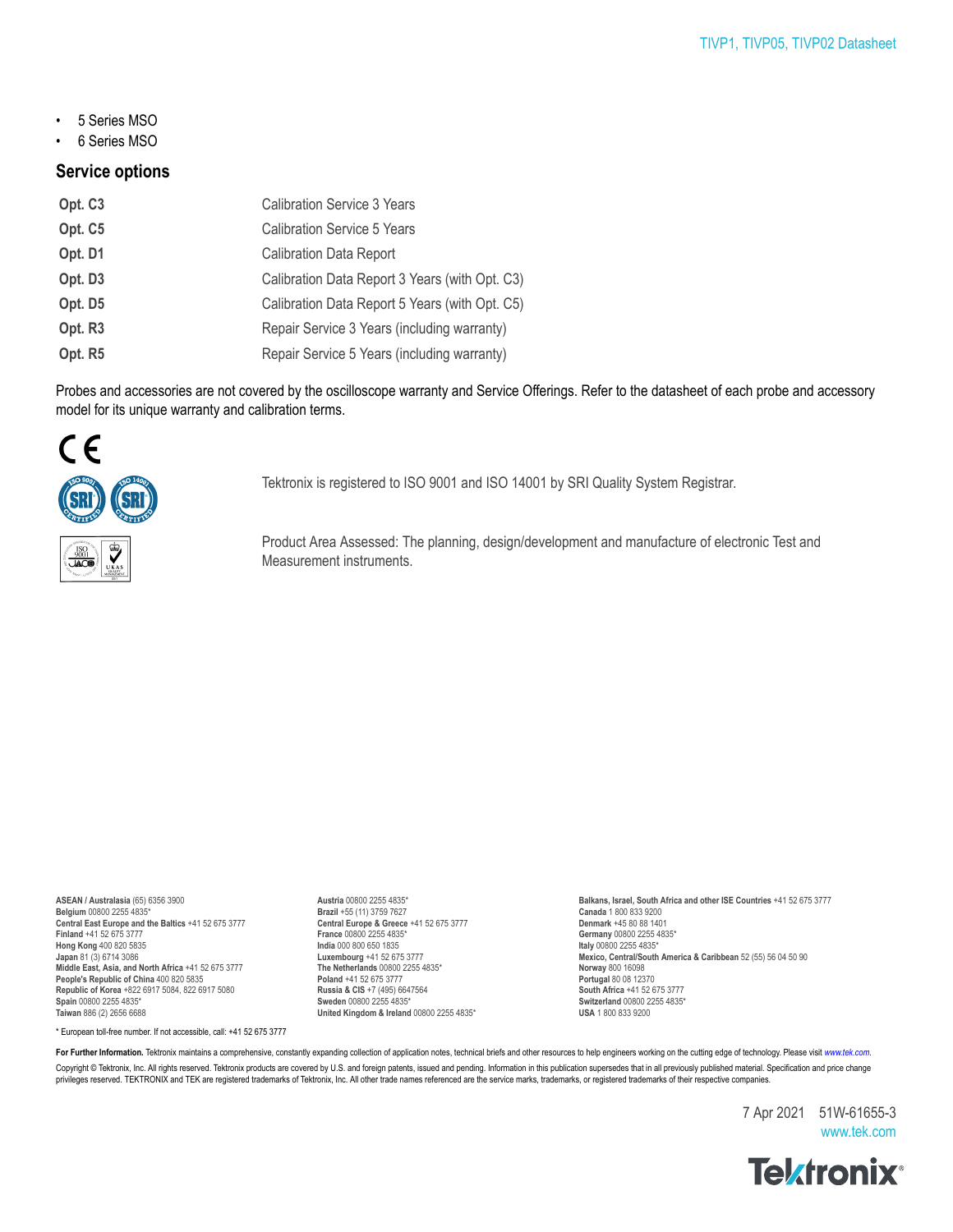- 5 Series MSO
- 6 Series MSO

## Service options

| | |
|---|---|
| **Opt. C3** | Calibration Service 3 Years |
| **Opt. C5** | Calibration Service 5 Years |
| **Opt. D1** | Calibration Data Report |
| **Opt. D3** | Calibration Data Report 3 Years (with Opt. C3) |
| **Opt. D5** | Calibration Data Report 5 Years (with Opt. C5) |
| **Opt. R3** | Repair Service 3 Years (including warranty) |
| **Opt. R5** | Repair Service 5 Years (including warranty) |

Probes and accessories are not covered by the oscilloscope warranty and Service Offerings. Refer to the datasheet of each probe and accessory model for its unique warranty and calibration terms.

Tektronix is registered to ISO 9001 and ISO 14001 by SRI Quality System Registrar.

Product Area Assessed: The planning, design/development and manufacture of electronic Test and Measurement instruments.

**ASEAN / Australasia** (65) 6356 3900
**Belgium** 00800 2255 4835*
**Central East Europe and the Baltics** +41 52 675 3777
**Finland** +41 52 675 3777
**Hong Kong** 400 820 5835
**Japan** 81 (3) 6714 3086
**Middle East, Asia, and North Africa** +41 52 675 3777
**People's Republic of China** 400 820 5835
**Republic of Korea** +822 6917 5084, 822 6917 5080
**Spain** 00800 2255 4835*
**Taiwan** 886 (2) 2656 6688

**Austria** 00800 2255 4835*
**Brazil** +55 (11) 3759 7627
**Central Europe & Greece** +41 52 675 3777
**France** 00800 2255 4835*
**India** 000 800 650 1835
**Luxembourg** +41 52 675 3777
**The Netherlands** 00800 2255 4835*
**Poland** +41 52 675 3777
**Russia & CIS** +7 (495) 6647564
**Sweden** 00800 2255 4835*
**United Kingdom & Ireland** 00800 2255 4835*

**Balkans, Israel, South Africa and other ISE Countries** +41 52 675 3777
**Canada** 1 800 833 9200
**Denmark** +45 80 88 1401
**Germany** 00800 2255 4835*
**Italy** 00800 2255 4835*
**Mexico, Central/South America & Caribbean** 52 (55) 56 04 50 90
**Norway** 800 16098
**Portugal** 80 08 12370
**South Africa** +41 52 675 3777
**Switzerland** 00800 2255 4835*
**USA** 1 800 833 9200

* European toll-free number. If not accessible, call: +41 52 675 3777

**For Further Information.** Tektronix maintains a comprehensive, constantly expanding collection of application notes, technical briefs and other resources to help engineers working on the cutting edge of technology. Please visit *www.tek.com*.

Copyright © Tektronix, Inc. All rights reserved. Tektronix products are covered by U.S. and foreign patents, issued and pending. Information in this publication supersedes that in all previously published material. Specification and price change privileges reserved. TEKTRONIX and TEK are registered trademarks of Tektronix, Inc. All other trade names referenced are the service marks, trademarks, or registered trademarks of their respective companies.

7 Apr 2021 51W-61655-3

www.tek.com